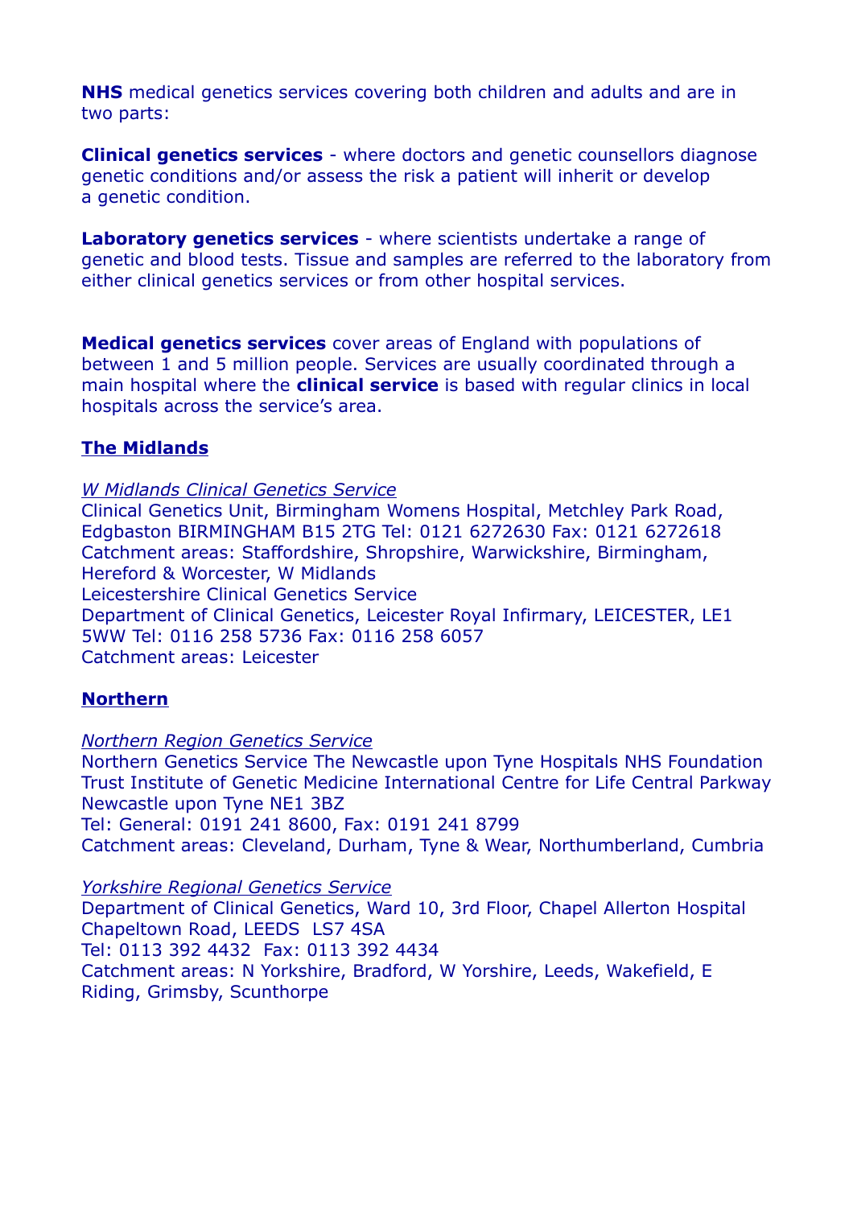**NHS** medical genetics services covering both children and adults and are in two parts:

**Clinical genetics services** - where doctors and genetic counsellors diagnose genetic conditions and/or assess the risk a patient will inherit or develop a genetic condition.

**Laboratory genetics services** - where scientists undertake a range of genetic and blood tests. Tissue and samples are referred to the laboratory from either clinical genetics services or from other hospital services.

**Medical genetics services** cover areas of England with populations of between 1 and 5 million people. Services are usually coordinated through a main hospital where the **clinical service** is based with regular clinics in local hospitals across the service's area.

## The Midlands

*W Midlands Clinical Genetics Service*
Clinical Genetics Unit, Birmingham Womens Hospital, Metchley Park Road, Edgbaston BIRMINGHAM B15 2TG Tel: 0121 6272630 Fax: 0121 6272618
Catchment areas: Staffordshire, Shropshire, Warwickshire, Birmingham, Hereford & Worcester, W Midlands
Leicestershire Clinical Genetics Service
Department of Clinical Genetics, Leicester Royal Infirmary, LEICESTER, LE1 5WW Tel: 0116 258 5736 Fax: 0116 258 6057
Catchment areas: Leicester

## Northern

*Northern Region Genetics Service*
Northern Genetics Service The Newcastle upon Tyne Hospitals NHS Foundation Trust Institute of Genetic Medicine International Centre for Life Central Parkway Newcastle upon Tyne NE1 3BZ
Tel: General: 0191 241 8600, Fax: 0191 241 8799
Catchment areas: Cleveland, Durham, Tyne & Wear, Northumberland, Cumbria

*Yorkshire Regional Genetics Service*
Department of Clinical Genetics, Ward 10, 3rd Floor, Chapel Allerton Hospital Chapeltown Road, LEEDS LS7 4SA
Tel: 0113 392 4432 Fax: 0113 392 4434
Catchment areas: N Yorkshire, Bradford, W Yorshire, Leeds, Wakefield, E Riding, Grimsby, Scunthorpe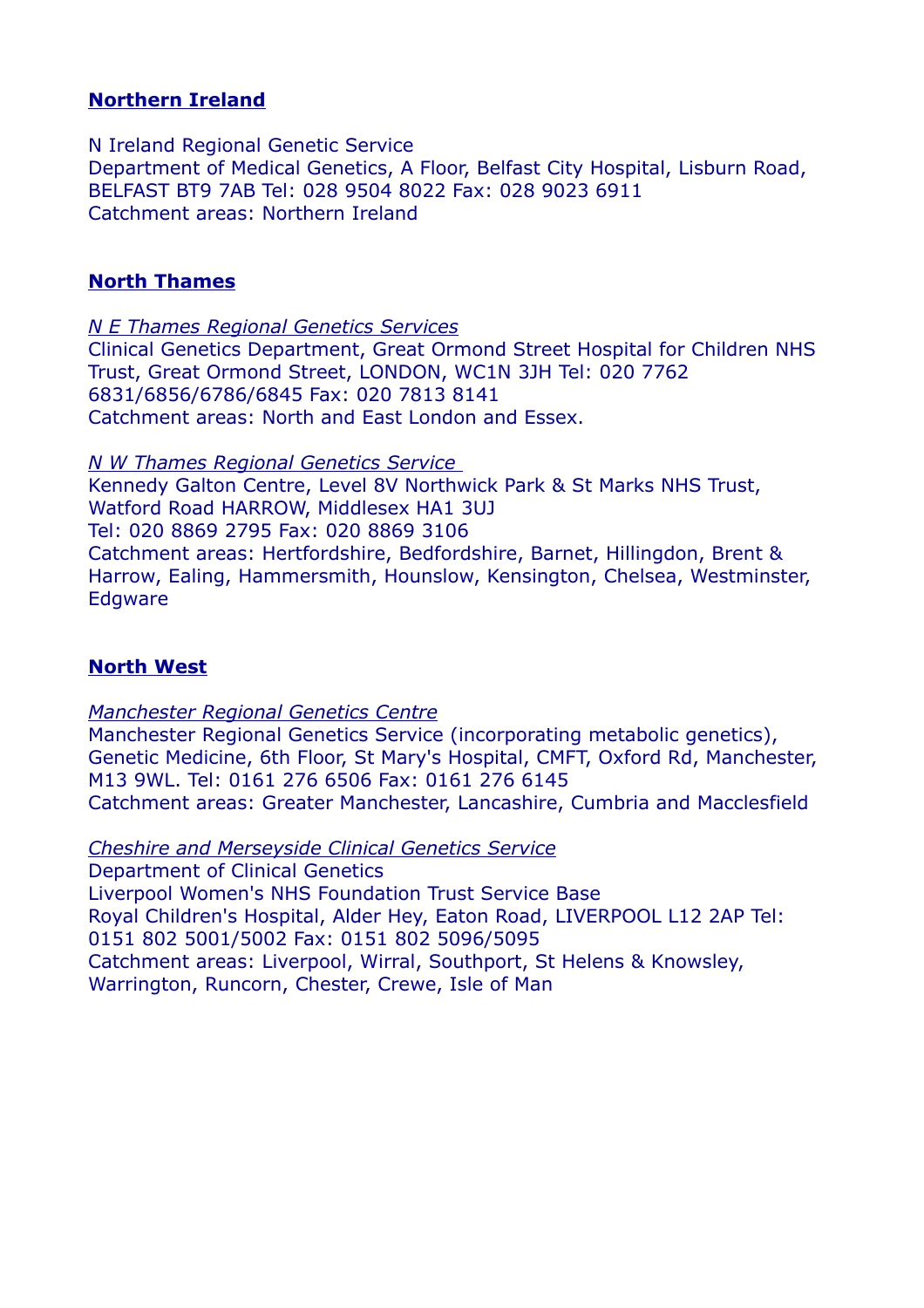## Northern Ireland

N Ireland Regional Genetic Service
Department of Medical Genetics, A Floor, Belfast City Hospital, Lisburn Road, BELFAST BT9 7AB Tel: 028 9504 8022 Fax: 028 9023 6911
Catchment areas: Northern Ireland

## North Thames

*N E Thames Regional Genetics Services*
Clinical Genetics Department, Great Ormond Street Hospital for Children NHS Trust, Great Ormond Street, LONDON, WC1N 3JH Tel: 020 7762 6831/6856/6786/6845 Fax: 020 7813 8141
Catchment areas: North and East London and Essex.

*N W Thames Regional Genetics Service*
Kennedy Galton Centre, Level 8V Northwick Park & St Marks NHS Trust, Watford Road HARROW, Middlesex HA1 3UJ
Tel: 020 8869 2795 Fax: 020 8869 3106
Catchment areas: Hertfordshire, Bedfordshire, Barnet, Hillingdon, Brent & Harrow, Ealing, Hammersmith, Hounslow, Kensington, Chelsea, Westminster, Edgware

## North West

*Manchester Regional Genetics Centre*
Manchester Regional Genetics Service (incorporating metabolic genetics), Genetic Medicine, 6th Floor, St Mary's Hospital, CMFT, Oxford Rd, Manchester, M13 9WL. Tel: 0161 276 6506 Fax: 0161 276 6145
Catchment areas: Greater Manchester, Lancashire, Cumbria and Macclesfield

*Cheshire and Merseyside Clinical Genetics Service*
Department of Clinical Genetics
Liverpool Women's NHS Foundation Trust Service Base
Royal Children's Hospital, Alder Hey, Eaton Road, LIVERPOOL L12 2AP Tel: 0151 802 5001/5002 Fax: 0151 802 5096/5095
Catchment areas: Liverpool, Wirral, Southport, St Helens & Knowsley, Warrington, Runcorn, Chester, Crewe, Isle of Man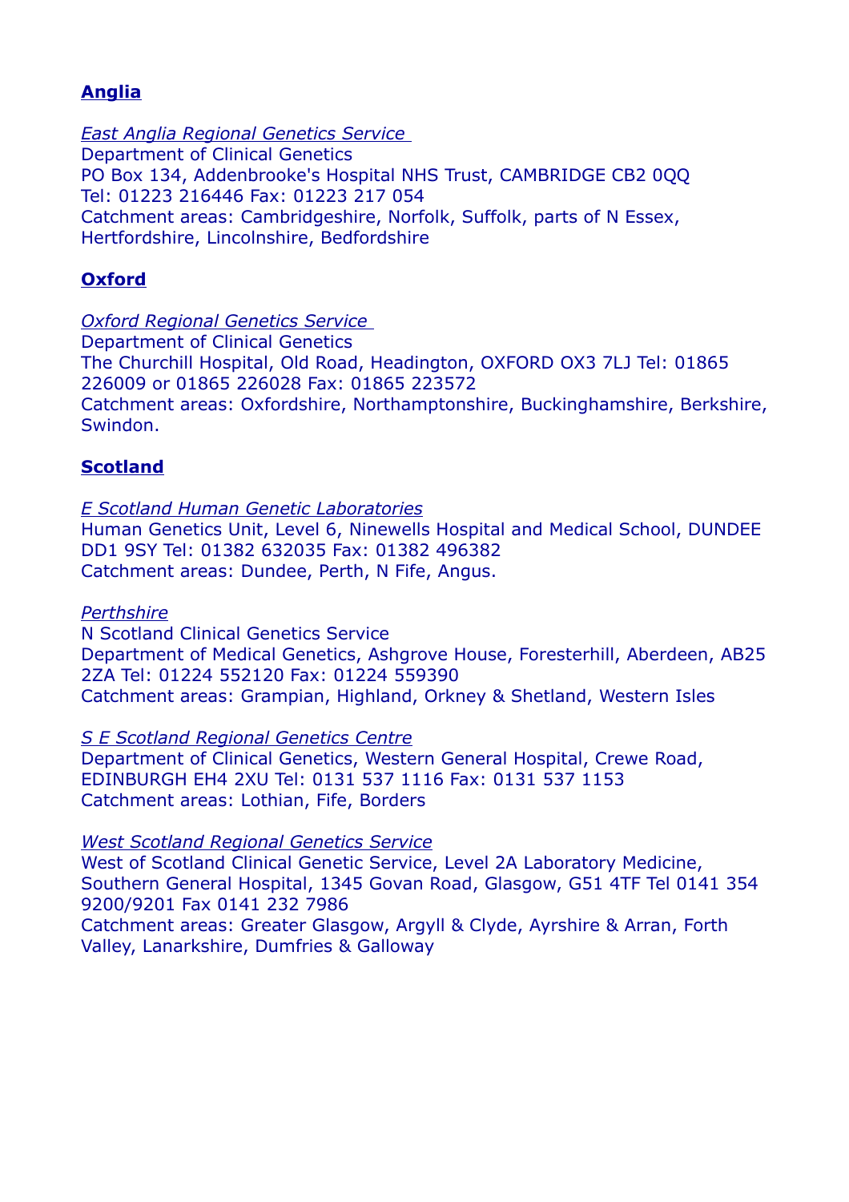## Anglia

*East Anglia Regional Genetics Service*
Department of Clinical Genetics
PO Box 134, Addenbrooke's Hospital NHS Trust, CAMBRIDGE CB2 0QQ
Tel: 01223 216446 Fax: 01223 217 054
Catchment areas: Cambridgeshire, Norfolk, Suffolk, parts of N Essex, Hertfordshire, Lincolnshire, Bedfordshire

## Oxford

*Oxford Regional Genetics Service*
Department of Clinical Genetics
The Churchill Hospital, Old Road, Headington, OXFORD OX3 7LJ Tel: 01865 226009 or 01865 226028 Fax: 01865 223572
Catchment areas: Oxfordshire, Northamptonshire, Buckinghamshire, Berkshire, Swindon.

## Scotland

*E Scotland Human Genetic Laboratories*
Human Genetics Unit, Level 6, Ninewells Hospital and Medical School, DUNDEE DD1 9SY Tel: 01382 632035 Fax: 01382 496382
Catchment areas: Dundee, Perth, N Fife, Angus.

*Perthshire*
N Scotland Clinical Genetics Service
Department of Medical Genetics, Ashgrove House, Foresterhill, Aberdeen, AB25 2ZA Tel: 01224 552120 Fax: 01224 559390
Catchment areas: Grampian, Highland, Orkney & Shetland, Western Isles

*S E Scotland Regional Genetics Centre*
Department of Clinical Genetics, Western General Hospital, Crewe Road, EDINBURGH EH4 2XU Tel: 0131 537 1116 Fax: 0131 537 1153
Catchment areas: Lothian, Fife, Borders

*West Scotland Regional Genetics Service*
West of Scotland Clinical Genetic Service, Level 2A Laboratory Medicine, Southern General Hospital, 1345 Govan Road, Glasgow, G51 4TF Tel 0141 354 9200/9201 Fax 0141 232 7986
Catchment areas: Greater Glasgow, Argyll & Clyde, Ayrshire & Arran, Forth Valley, Lanarkshire, Dumfries & Galloway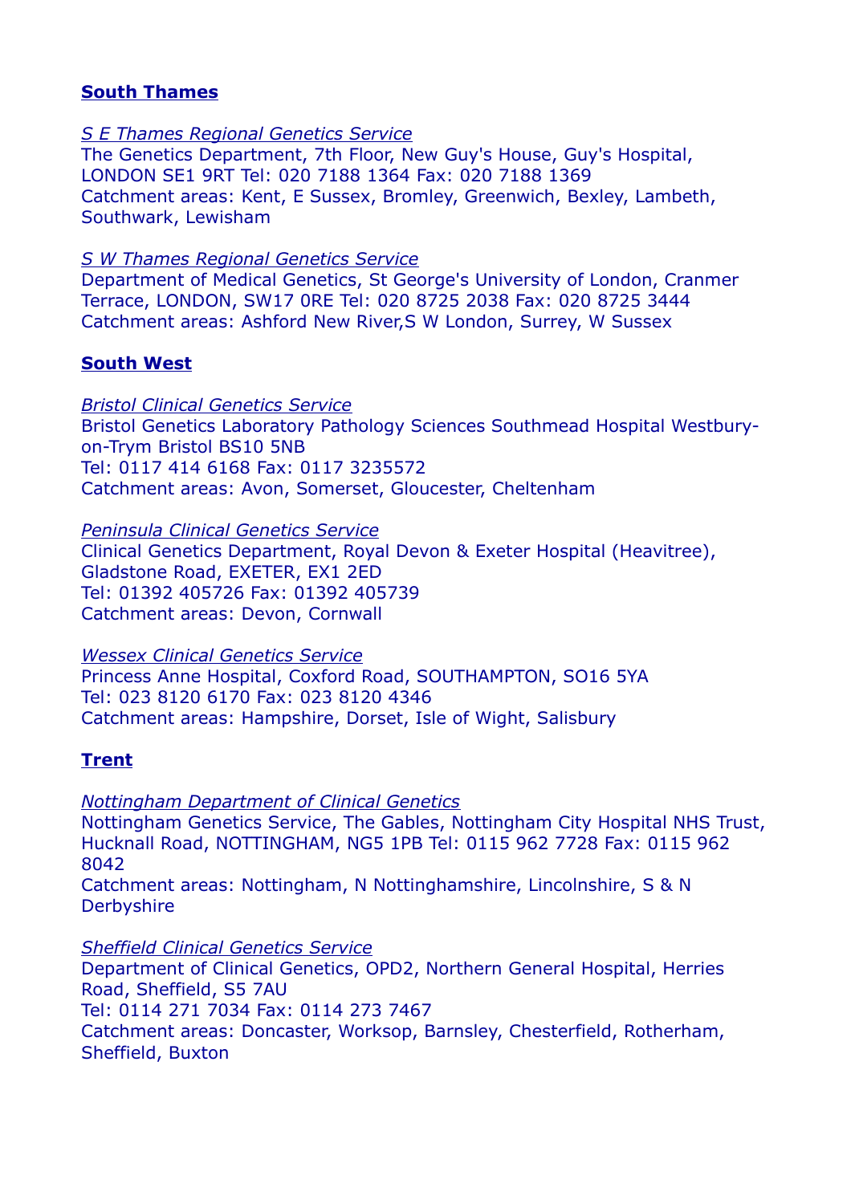## South Thames

*S E Thames Regional Genetics Service*
The Genetics Department, 7th Floor, New Guy's House, Guy's Hospital, LONDON SE1 9RT Tel: 020 7188 1364 Fax: 020 7188 1369
Catchment areas: Kent, E Sussex, Bromley, Greenwich, Bexley, Lambeth, Southwark, Lewisham

*S W Thames Regional Genetics Service*
Department of Medical Genetics, St George's University of London, Cranmer Terrace, LONDON, SW17 0RE Tel: 020 8725 2038 Fax: 020 8725 3444
Catchment areas: Ashford New River,S W London, Surrey, W Sussex

## South West

*Bristol Clinical Genetics Service*
Bristol Genetics Laboratory Pathology Sciences Southmead Hospital Westbury-on-Trym Bristol BS10 5NB
Tel: 0117 414 6168 Fax: 0117 3235572
Catchment areas: Avon, Somerset, Gloucester, Cheltenham

*Peninsula Clinical Genetics Service*
Clinical Genetics Department, Royal Devon & Exeter Hospital (Heavitree), Gladstone Road, EXETER, EX1 2ED
Tel: 01392 405726 Fax: 01392 405739
Catchment areas: Devon, Cornwall

*Wessex Clinical Genetics Service*
Princess Anne Hospital, Coxford Road, SOUTHAMPTON, SO16 5YA
Tel: 023 8120 6170 Fax: 023 8120 4346
Catchment areas: Hampshire, Dorset, Isle of Wight, Salisbury

## Trent

*Nottingham Department of Clinical Genetics*
Nottingham Genetics Service, The Gables, Nottingham City Hospital NHS Trust, Hucknall Road, NOTTINGHAM, NG5 1PB Tel: 0115 962 7728 Fax: 0115 962 8042
Catchment areas: Nottingham, N Nottinghamshire, Lincolnshire, S & N Derbyshire

*Sheffield Clinical Genetics Service*
Department of Clinical Genetics, OPD2, Northern General Hospital, Herries Road, Sheffield, S5 7AU
Tel: 0114 271 7034 Fax: 0114 273 7467
Catchment areas: Doncaster, Worksop, Barnsley, Chesterfield, Rotherham, Sheffield, Buxton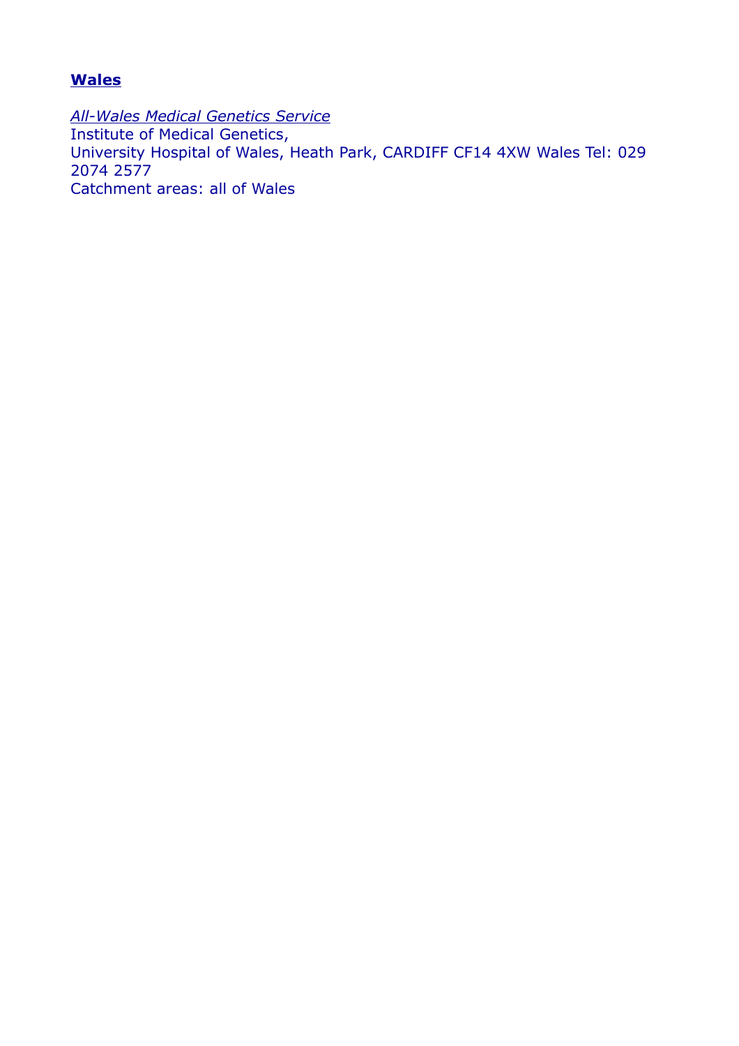## **Wales**

*All-Wales Medical Genetics Service*
Institute of Medical Genetics,
University Hospital of Wales, Heath Park, CARDIFF CF14 4XW Wales Tel: 029 2074 2577
Catchment areas: all of Wales